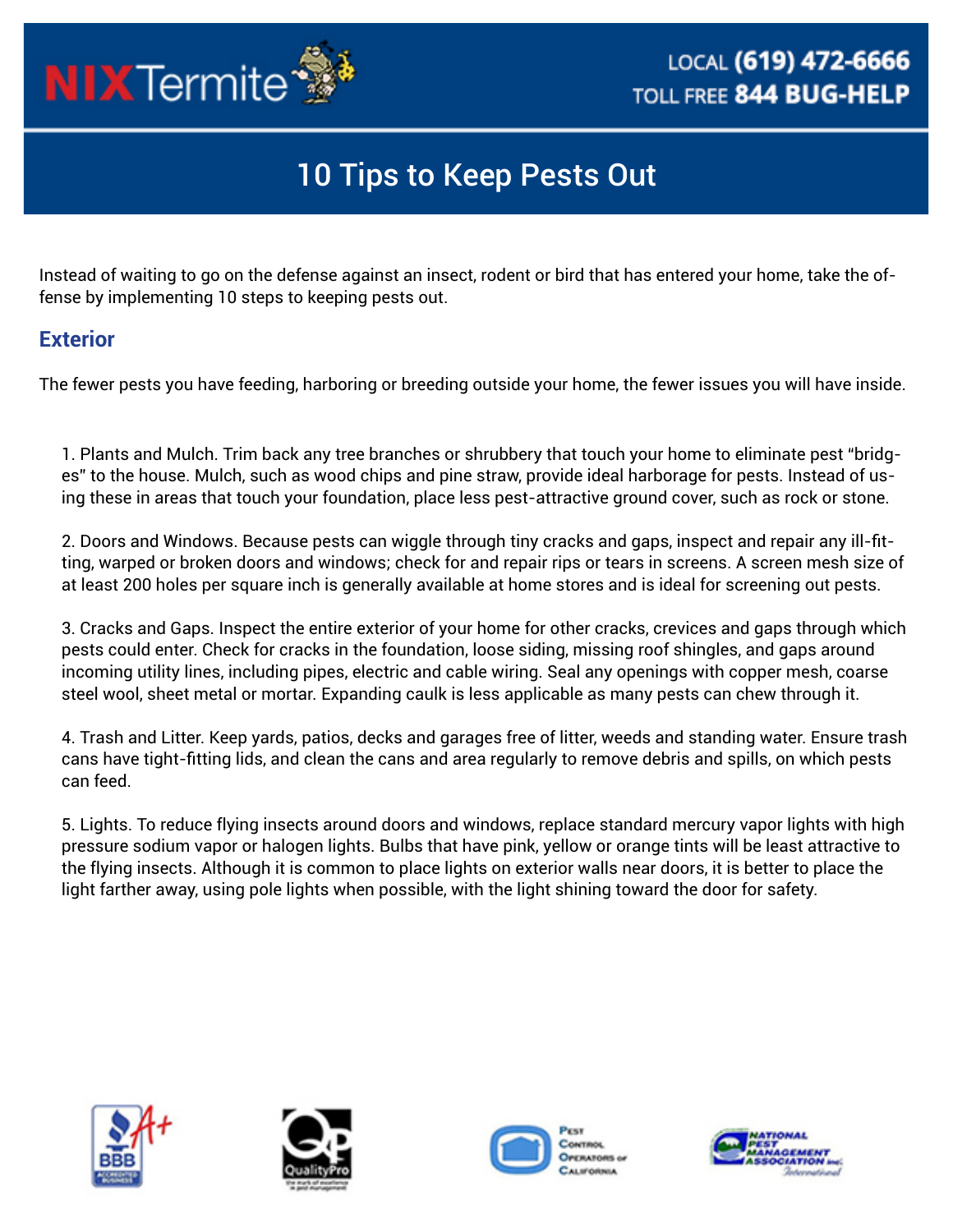NIX Termite

LOCAL **(619) 472-6666**
TOLL FREE **844 BUG-HELP**

# 10 Tips to Keep Pests Out

Instead of waiting to go on the defense against an insect, rodent or bird that has entered your home, take the offense by implementing 10 steps to keeping pests out.

## Exterior

The fewer pests you have feeding, harboring or breeding outside your home, the fewer issues you will have inside.

1. Plants and Mulch. Trim back any tree branches or shrubbery that touch your home to eliminate pest "bridges" to the house. Mulch, such as wood chips and pine straw, provide ideal harborage for pests. Instead of using these in areas that touch your foundation, place less pest-attractive ground cover, such as rock or stone.

2. Doors and Windows. Because pests can wiggle through tiny cracks and gaps, inspect and repair any ill-fitting, warped or broken doors and windows; check for and repair rips or tears in screens. A screen mesh size of at least 200 holes per square inch is generally available at home stores and is ideal for screening out pests.

3. Cracks and Gaps. Inspect the entire exterior of your home for other cracks, crevices and gaps through which pests could enter. Check for cracks in the foundation, loose siding, missing roof shingles, and gaps around incoming utility lines, including pipes, electric and cable wiring. Seal any openings with copper mesh, coarse steel wool, sheet metal or mortar. Expanding caulk is less applicable as many pests can chew through it.

4. Trash and Litter. Keep yards, patios, decks and garages free of litter, weeds and standing water. Ensure trash cans have tight-fitting lids, and clean the cans and area regularly to remove debris and spills, on which pests can feed.

5. Lights. To reduce flying insects around doors and windows, replace standard mercury vapor lights with high pressure sodium vapor or halogen lights. Bulbs that have pink, yellow or orange tints will be least attractive to the flying insects. Although it is common to place lights on exterior walls near doors, it is better to place the light farther away, using pole lights when possible, with the light shining toward the door for safety.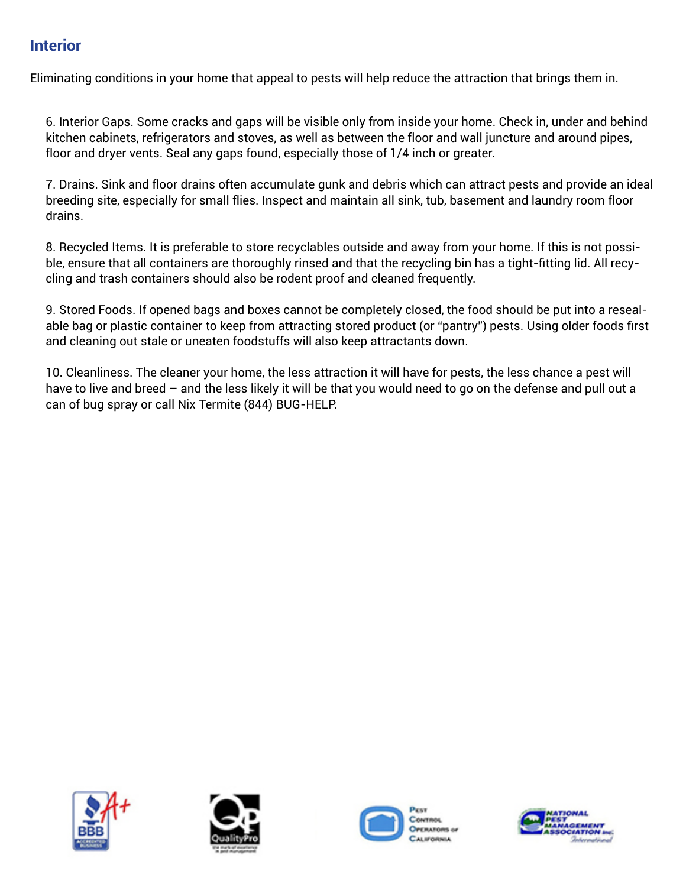## Interior

Eliminating conditions in your home that appeal to pests will help reduce the attraction that brings them in.

6. Interior Gaps. Some cracks and gaps will be visible only from inside your home. Check in, under and behind kitchen cabinets, refrigerators and stoves, as well as between the floor and wall juncture and around pipes, floor and dryer vents. Seal any gaps found, especially those of 1/4 inch or greater.

7. Drains. Sink and floor drains often accumulate gunk and debris which can attract pests and provide an ideal breeding site, especially for small flies. Inspect and maintain all sink, tub, basement and laundry room floor drains.

8. Recycled Items. It is preferable to store recyclables outside and away from your home. If this is not possible, ensure that all containers are thoroughly rinsed and that the recycling bin has a tight-fitting lid. All recycling and trash containers should also be rodent proof and cleaned frequently.

9. Stored Foods. If opened bags and boxes cannot be completely closed, the food should be put into a resealable bag or plastic container to keep from attracting stored product (or "pantry") pests. Using older foods first and cleaning out stale or uneaten foodstuffs will also keep attractants down.

10. Cleanliness. The cleaner your home, the less attraction it will have for pests, the less chance a pest will have to live and breed – and the less likely it will be that you would need to go on the defense and pull out a can of bug spray or call Nix Termite (844) BUG-HELP.